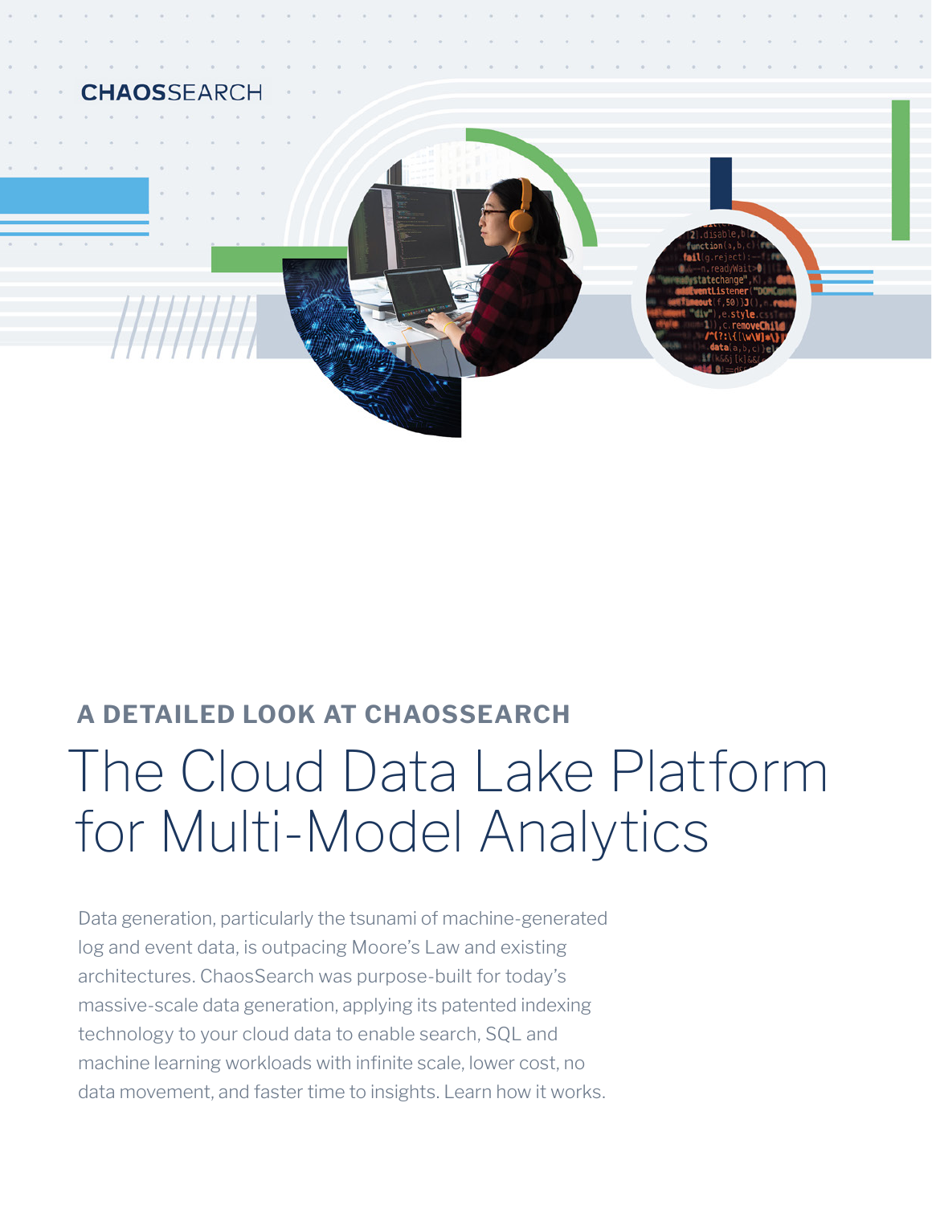CHAOSSEARCH

## A DETAILED LOOK AT CHAOSSEARCH

# The Cloud Data Lake Platform for Multi-Model Analytics

Data generation, particularly the tsunami of machine-generated log and event data, is outpacing Moore's Law and existing architectures. ChaosSearch was purpose-built for today's massive-scale data generation, applying its patented indexing technology to your cloud data to enable search, SQL and machine learning workloads with infinite scale, lower cost, no data movement, and faster time to insights. Learn how it works.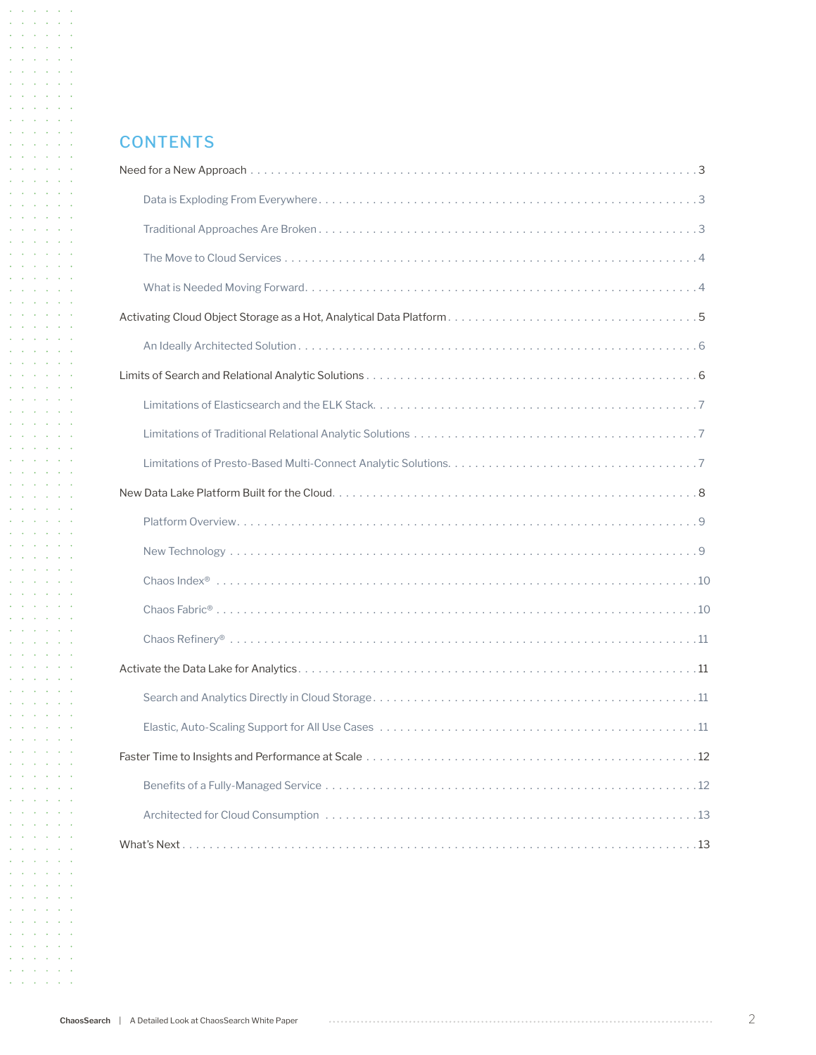## CONTENTS

- Need for a New Approach . . . 3
  - Data is Exploding From Everywhere . . . 3
  - Traditional Approaches Are Broken . . . 3
  - The Move to Cloud Services . . . 4
  - What is Needed Moving Forward . . . 4
- Activating Cloud Object Storage as a Hot, Analytical Data Platform . . . 5
  - An Ideally Architected Solution . . . 6
- Limits of Search and Relational Analytic Solutions . . . 6
  - Limitations of Elasticsearch and the ELK Stack . . . 7
  - Limitations of Traditional Relational Analytic Solutions . . . 7
  - Limitations of Presto-Based Multi-Connect Analytic Solutions . . . 7
- New Data Lake Platform Built for the Cloud . . . 8
  - Platform Overview . . . 9
  - New Technology . . . 9
  - Chaos Index® . . . 10
  - Chaos Fabric® . . . 10
  - Chaos Refinery® . . . 11
- Activate the Data Lake for Analytics . . . 11
  - Search and Analytics Directly in Cloud Storage . . . 11
  - Elastic, Auto-Scaling Support for All Use Cases . . . 11
- Faster Time to Insights and Performance at Scale . . . 12
  - Benefits of a Fully-Managed Service . . . 12
  - Architected for Cloud Consumption . . . 13
- What's Next . . . 13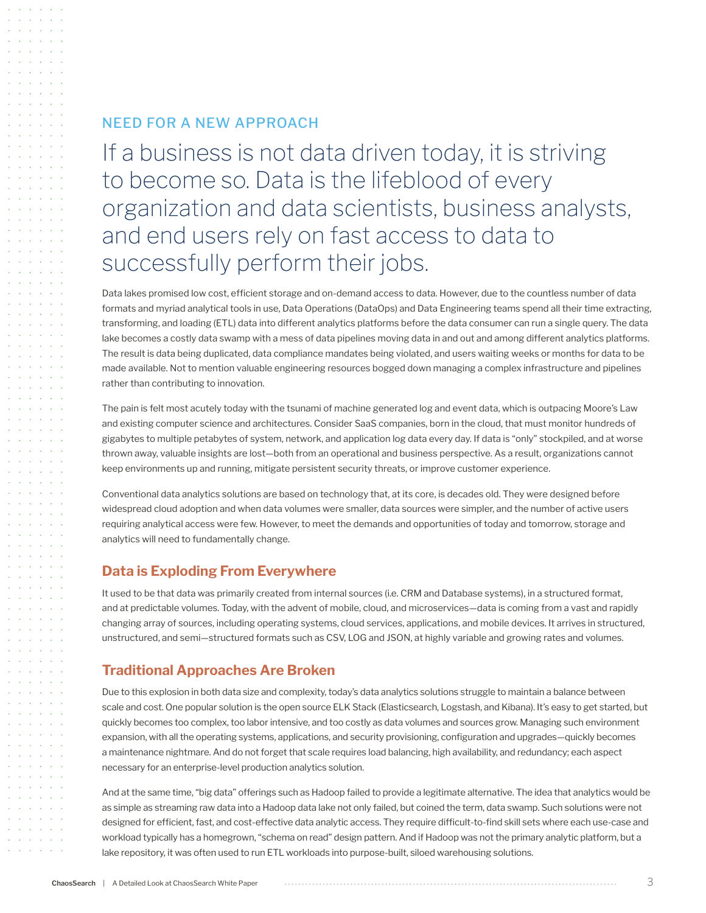## NEED FOR A NEW APPROACH

# If a business is not data driven today, it is striving to become so. Data is the lifeblood of every organization and data scientists, business analysts, and end users rely on fast access to data to successfully perform their jobs.

Data lakes promised low cost, efficient storage and on-demand access to data. However, due to the countless number of data formats and myriad analytical tools in use, Data Operations (DataOps) and Data Engineering teams spend all their time extracting, transforming, and loading (ETL) data into different analytics platforms before the data consumer can run a single query. The data lake becomes a costly data swamp with a mess of data pipelines moving data in and out and among different analytics platforms. The result is data being duplicated, data compliance mandates being violated, and users waiting weeks or months for data to be made available. Not to mention valuable engineering resources bogged down managing a complex infrastructure and pipelines rather than contributing to innovation.

The pain is felt most acutely today with the tsunami of machine generated log and event data, which is outpacing Moore's Law and existing computer science and architectures. Consider SaaS companies, born in the cloud, that must monitor hundreds of gigabytes to multiple petabytes of system, network, and application log data every day. If data is "only" stockpiled, and at worse thrown away, valuable insights are lost—both from an operational and business perspective. As a result, organizations cannot keep environments up and running, mitigate persistent security threats, or improve customer experience.

Conventional data analytics solutions are based on technology that, at its core, is decades old. They were designed before widespread cloud adoption and when data volumes were smaller, data sources were simpler, and the number of active users requiring analytical access were few. However, to meet the demands and opportunities of today and tomorrow, storage and analytics will need to fundamentally change.

### Data is Exploding From Everywhere

It used to be that data was primarily created from internal sources (i.e. CRM and Database systems), in a structured format, and at predictable volumes. Today, with the advent of mobile, cloud, and microservices—data is coming from a vast and rapidly changing array of sources, including operating systems, cloud services, applications, and mobile devices. It arrives in structured, unstructured, and semi—structured formats such as CSV, LOG and JSON, at highly variable and growing rates and volumes.

### Traditional Approaches Are Broken

Due to this explosion in both data size and complexity, today's data analytics solutions struggle to maintain a balance between scale and cost. One popular solution is the open source ELK Stack (Elasticsearch, Logstash, and Kibana). It's easy to get started, but quickly becomes too complex, too labor intensive, and too costly as data volumes and sources grow. Managing such environment expansion, with all the operating systems, applications, and security provisioning, configuration and upgrades—quickly becomes a maintenance nightmare. And do not forget that scale requires load balancing, high availability, and redundancy; each aspect necessary for an enterprise-level production analytics solution.

And at the same time, "big data" offerings such as Hadoop failed to provide a legitimate alternative. The idea that analytics would be as simple as streaming raw data into a Hadoop data lake not only failed, but coined the term, data swamp. Such solutions were not designed for efficient, fast, and cost-effective data analytic access. They require difficult-to-find skill sets where each use-case and workload typically has a homegrown, "schema on read" design pattern. And if Hadoop was not the primary analytic platform, but a lake repository, it was often used to run ETL workloads into purpose-built, siloed warehousing solutions.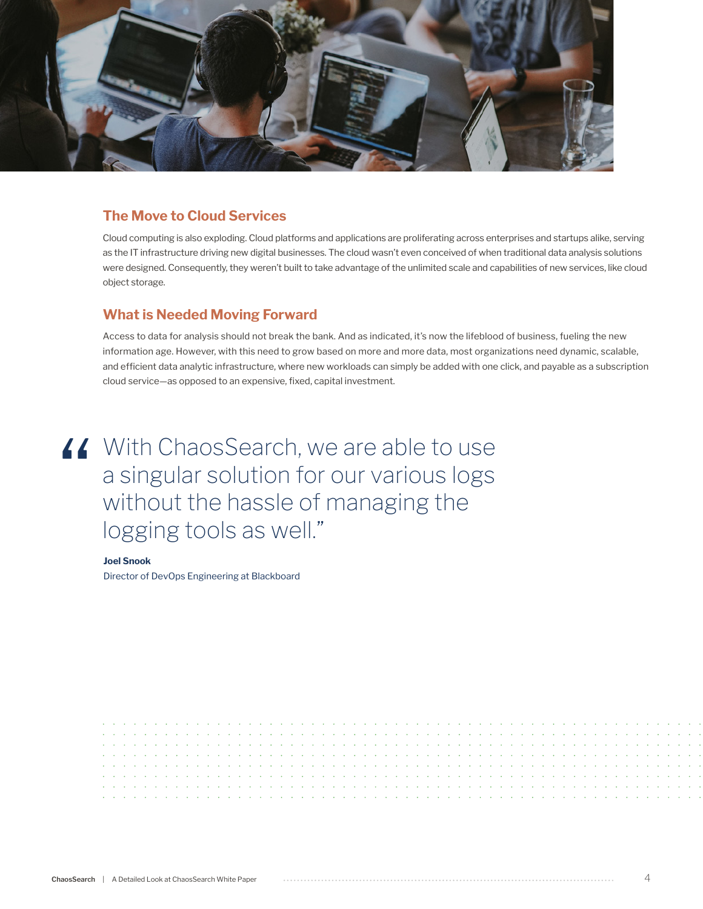## The Move to Cloud Services

Cloud computing is also exploding. Cloud platforms and applications are proliferating across enterprises and startups alike, serving as the IT infrastructure driving new digital businesses. The cloud wasn't even conceived of when traditional data analysis solutions were designed. Consequently, they weren't built to take advantage of the unlimited scale and capabilities of new services, like cloud object storage.

## What is Needed Moving Forward

Access to data for analysis should not break the bank. And as indicated, it's now the lifeblood of business, fueling the new information age. However, with this need to grow based on more and more data, most organizations need dynamic, scalable, and efficient data analytic infrastructure, where new workloads can simply be added with one click, and payable as a subscription cloud service—as opposed to an expensive, fixed, capital investment.

> "With ChaosSearch, we are able to use a singular solution for our various logs without the hassle of managing the logging tools as well."
>
> **Joel Snook**
> Director of DevOps Engineering at Blackboard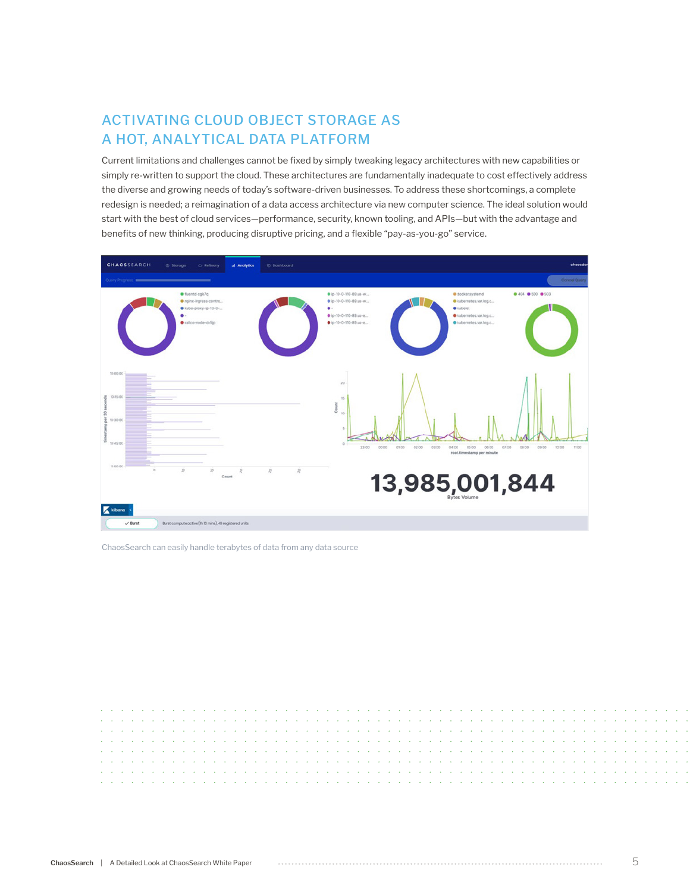## ACTIVATING CLOUD OBJECT STORAGE AS A HOT, ANALYTICAL DATA PLATFORM

Current limitations and challenges cannot be fixed by simply tweaking legacy architectures with new capabilities or simply re-written to support the cloud. These architectures are fundamentally inadequate to cost effectively address the diverse and growing needs of today's software-driven businesses. To address these shortcomings, a complete redesign is needed; a reimagination of a data access architecture via new computer science. The ideal solution would start with the best of cloud services—performance, security, known tooling, and APIs—but with the advantage and benefits of new thinking, producing disruptive pricing, and a flexible "pay-as-you-go" service.

ChaosSearch can easily handle terabytes of data from any data source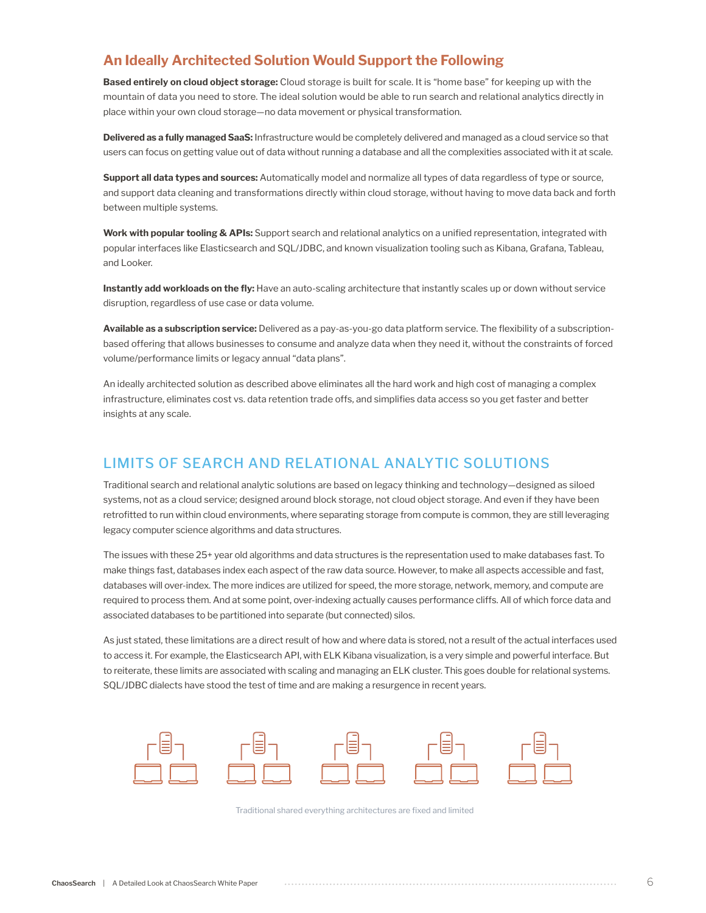## An Ideally Architected Solution Would Support the Following

**Based entirely on cloud object storage:** Cloud storage is built for scale. It is "home base" for keeping up with the mountain of data you need to store. The ideal solution would be able to run search and relational analytics directly in place within your own cloud storage—no data movement or physical transformation.

**Delivered as a fully managed SaaS:** Infrastructure would be completely delivered and managed as a cloud service so that users can focus on getting value out of data without running a database and all the complexities associated with it at scale.

**Support all data types and sources:** Automatically model and normalize all types of data regardless of type or source, and support data cleaning and transformations directly within cloud storage, without having to move data back and forth between multiple systems.

**Work with popular tooling & APIs:** Support search and relational analytics on a unified representation, integrated with popular interfaces like Elasticsearch and SQL/JDBC, and known visualization tooling such as Kibana, Grafana, Tableau, and Looker.

**Instantly add workloads on the fly:** Have an auto-scaling architecture that instantly scales up or down without service disruption, regardless of use case or data volume.

**Available as a subscription service:** Delivered as a pay-as-you-go data platform service. The flexibility of a subscription-based offering that allows businesses to consume and analyze data when they need it, without the constraints of forced volume/performance limits or legacy annual "data plans".

An ideally architected solution as described above eliminates all the hard work and high cost of managing a complex infrastructure, eliminates cost vs. data retention trade offs, and simplifies data access so you get faster and better insights at any scale.

## LIMITS OF SEARCH AND RELATIONAL ANALYTIC SOLUTIONS

Traditional search and relational analytic solutions are based on legacy thinking and technology—designed as siloed systems, not as a cloud service; designed around block storage, not cloud object storage. And even if they have been retrofitted to run within cloud environments, where separating storage from compute is common, they are still leveraging legacy computer science algorithms and data structures.

The issues with these 25+ year old algorithms and data structures is the representation used to make databases fast. To make things fast, databases index each aspect of the raw data source. However, to make all aspects accessible and fast, databases will over-index. The more indices are utilized for speed, the more storage, network, memory, and compute are required to process them. And at some point, over-indexing actually causes performance cliffs. All of which force data and associated databases to be partitioned into separate (but connected) silos.

As just stated, these limitations are a direct result of how and where data is stored, not a result of the actual interfaces used to access it. For example, the Elasticsearch API, with ELK Kibana visualization, is a very simple and powerful interface. But to reiterate, these limits are associated with scaling and managing an ELK cluster. This goes double for relational systems. SQL/JDBC dialects have stood the test of time and are making a resurgence in recent years.

Traditional shared everything architectures are fixed and limited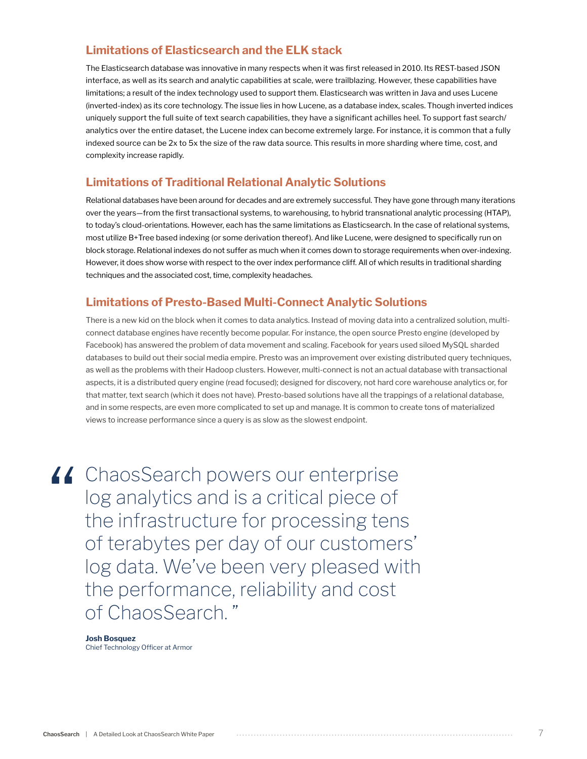## Limitations of Elasticsearch and the ELK stack

The Elasticsearch database was innovative in many respects when it was first released in 2010. Its REST-based JSON interface, as well as its search and analytic capabilities at scale, were trailblazing. However, these capabilities have limitations; a result of the index technology used to support them. Elasticsearch was written in Java and uses Lucene (inverted-index) as its core technology. The issue lies in how Lucene, as a database index, scales. Though inverted indices uniquely support the full suite of text search capabilities, they have a significant achilles heel. To support fast search/analytics over the entire dataset, the Lucene index can become extremely large. For instance, it is common that a fully indexed source can be 2x to 5x the size of the raw data source. This results in more sharding where time, cost, and complexity increase rapidly.

## Limitations of Traditional Relational Analytic Solutions

Relational databases have been around for decades and are extremely successful. They have gone through many iterations over the years—from the first transactional systems, to warehousing, to hybrid transnational analytic processing (HTAP), to today's cloud-orientations. However, each has the same limitations as Elasticsearch. In the case of relational systems, most utilize B+Tree based indexing (or some derivation thereof). And like Lucene, were designed to specifically run on block storage. Relational indexes do not suffer as much when it comes down to storage requirements when over-indexing. However, it does show worse with respect to the over index performance cliff. All of which results in traditional sharding techniques and the associated cost, time, complexity headaches.

## Limitations of Presto-Based Multi-Connect Analytic Solutions

There is a new kid on the block when it comes to data analytics. Instead of moving data into a centralized solution, multi-connect database engines have recently become popular. For instance, the open source Presto engine (developed by Facebook) has answered the problem of data movement and scaling. Facebook for years used siloed MySQL sharded databases to build out their social media empire. Presto was an improvement over existing distributed query techniques, as well as the problems with their Hadoop clusters. However, multi-connect is not an actual database with transactional aspects, it is a distributed query engine (read focused); designed for discovery, not hard core warehouse analytics or, for that matter, text search (which it does not have). Presto-based solutions have all the trappings of a relational database, and in some respects, are even more complicated to set up and manage. It is common to create tons of materialized views to increase performance since a query is as slow as the slowest endpoint.

> "ChaosSearch powers our enterprise log analytics and is a critical piece of the infrastructure for processing tens of terabytes per day of our customers' log data. We've been very pleased with the performance, reliability and cost of ChaosSearch."
>
> **Josh Bosquez**
> Chief Technology Officer at Armor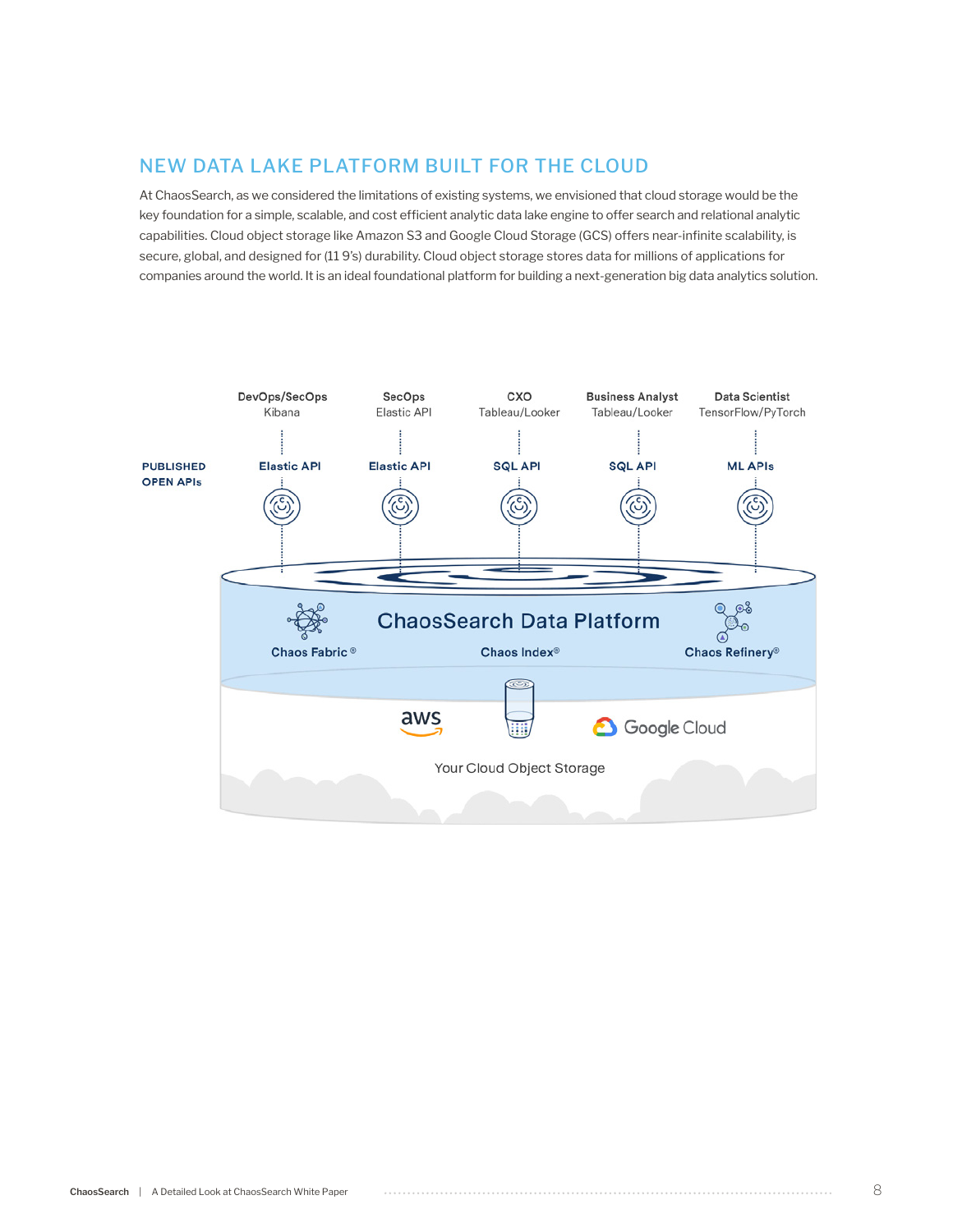## NEW DATA LAKE PLATFORM BUILT FOR THE CLOUD

At ChaosSearch, as we considered the limitations of existing systems, we envisioned that cloud storage would be the key foundation for a simple, scalable, and cost efficient analytic data lake engine to offer search and relational analytic capabilities. Cloud object storage like Amazon S3 and Google Cloud Storage (GCS) offers near-infinite scalability, is secure, global, and designed for (11 9's) durability. Cloud object storage stores data for millions of applications for companies around the world. It is an ideal foundational platform for building a next-generation big data analytics solution.

| | DevOps/SecOps Kibana | SecOps Elastic API | CXO Tableau/Looker | Business Analyst Tableau/Looker | Data Scientist TensorFlow/PyTorch |
|---|---|---|---|---|---|
| **PUBLISHED OPEN APIs** | **Elastic API** | **Elastic API** | **SQL API** | **SQL API** | **ML APIs** |

**ChaosSearch Data Platform**

**Chaos Fabric®** | **Chaos Index®** | **Chaos Refinery®**

aws | Google Cloud

Your Cloud Object Storage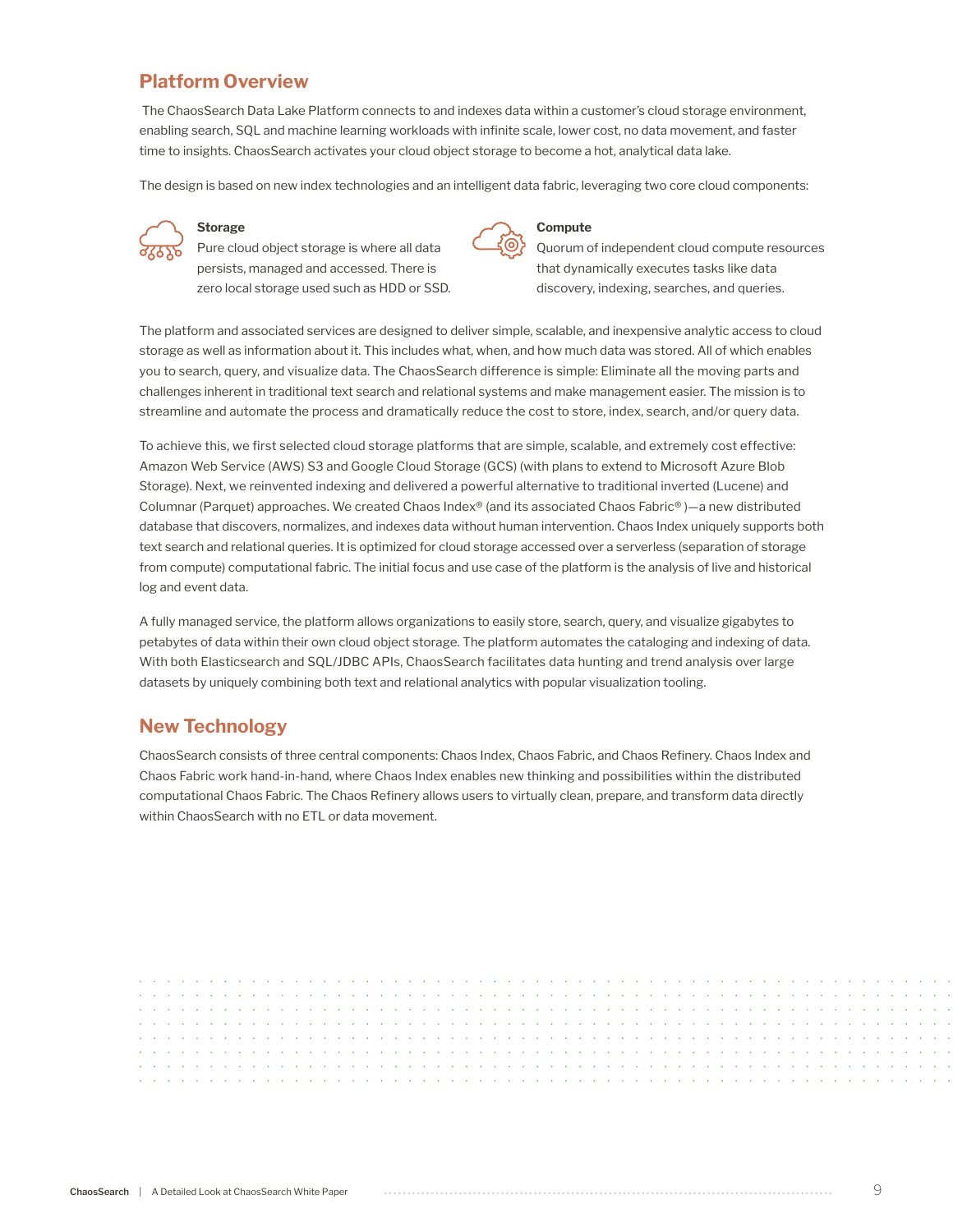## Platform Overview

The ChaosSearch Data Lake Platform connects to and indexes data within a customer's cloud storage environment, enabling search, SQL and machine learning workloads with infinite scale, lower cost, no data movement, and faster time to insights. ChaosSearch activates your cloud object storage to become a hot, analytical data lake.

The design is based on new index technologies and an intelligent data fabric, leveraging two core cloud components:

**Storage**
Pure cloud object storage is where all data persists, managed and accessed. There is zero local storage used such as HDD or SSD.

**Compute**
Quorum of independent cloud compute resources that dynamically executes tasks like data discovery, indexing, searches, and queries.

The platform and associated services are designed to deliver simple, scalable, and inexpensive analytic access to cloud storage as well as information about it. This includes what, when, and how much data was stored. All of which enables you to search, query, and visualize data. The ChaosSearch difference is simple: Eliminate all the moving parts and challenges inherent in traditional text search and relational systems and make management easier. The mission is to streamline and automate the process and dramatically reduce the cost to store, index, search, and/or query data.

To achieve this, we first selected cloud storage platforms that are simple, scalable, and extremely cost effective: Amazon Web Service (AWS) S3 and Google Cloud Storage (GCS) (with plans to extend to Microsoft Azure Blob Storage). Next, we reinvented indexing and delivered a powerful alternative to traditional inverted (Lucene) and Columnar (Parquet) approaches. We created Chaos Index® (and its associated Chaos Fabric® )—a new distributed database that discovers, normalizes, and indexes data without human intervention. Chaos Index uniquely supports both text search and relational queries. It is optimized for cloud storage accessed over a serverless (separation of storage from compute) computational fabric. The initial focus and use case of the platform is the analysis of live and historical log and event data.

A fully managed service, the platform allows organizations to easily store, search, query, and visualize gigabytes to petabytes of data within their own cloud object storage. The platform automates the cataloging and indexing of data. With both Elasticsearch and SQL/JDBC APIs, ChaosSearch facilitates data hunting and trend analysis over large datasets by uniquely combining both text and relational analytics with popular visualization tooling.

## New Technology

ChaosSearch consists of three central components: Chaos Index, Chaos Fabric, and Chaos Refinery. Chaos Index and Chaos Fabric work hand-in-hand, where Chaos Index enables new thinking and possibilities within the distributed computational Chaos Fabric. The Chaos Refinery allows users to virtually clean, prepare, and transform data directly within ChaosSearch with no ETL or data movement.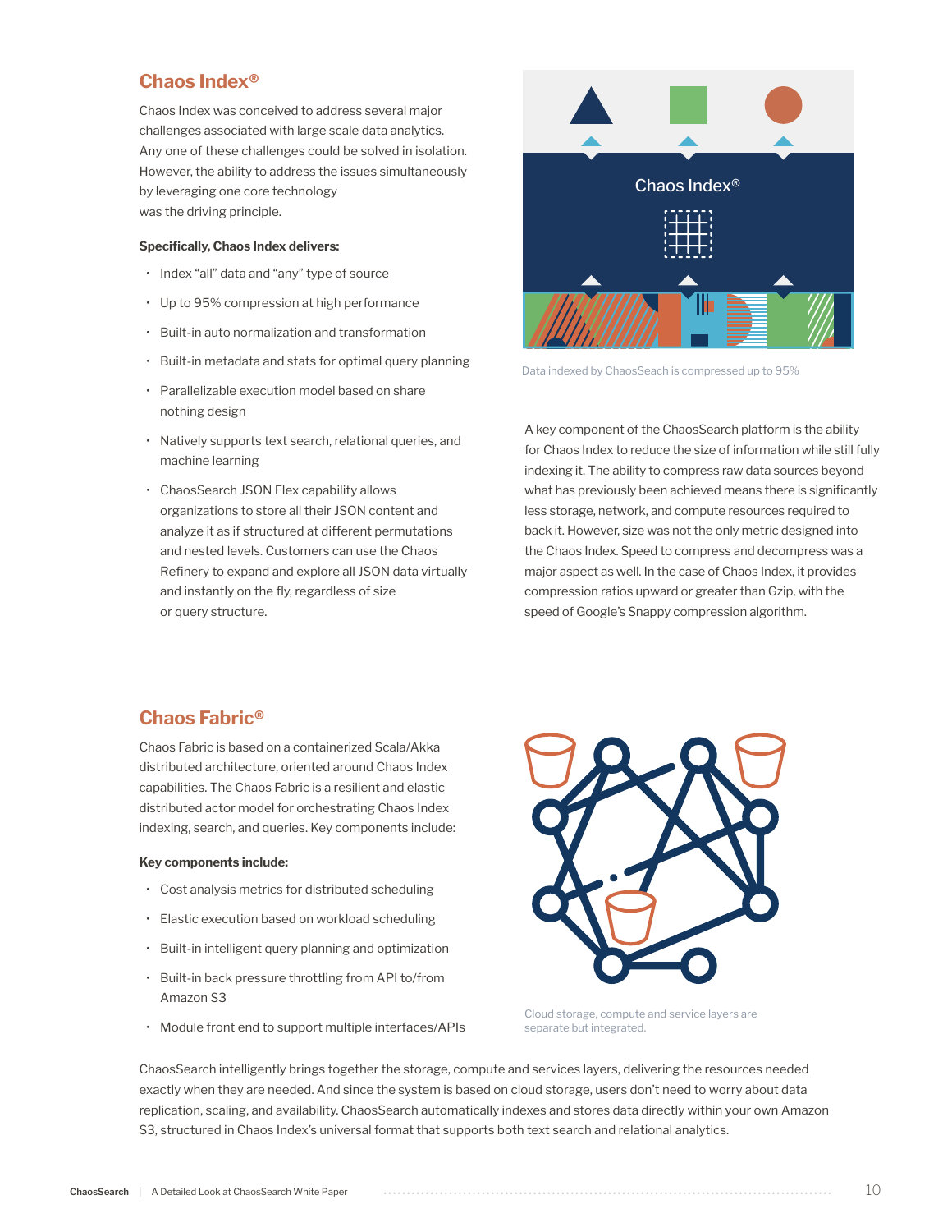## Chaos Index®

Chaos Index was conceived to address several major challenges associated with large scale data analytics. Any one of these challenges could be solved in isolation. However, the ability to address the issues simultaneously by leveraging one core technology was the driving principle.

**Specifically, Chaos Index delivers:**

- Index "all" data and "any" type of source
- Up to 95% compression at high performance
- Built-in auto normalization and transformation
- Built-in metadata and stats for optimal query planning
- Parallelizable execution model based on share nothing design
- Natively supports text search, relational queries, and machine learning
- ChaosSearch JSON Flex capability allows organizations to store all their JSON content and analyze it as if structured at different permutations and nested levels. Customers can use the Chaos Refinery to expand and explore all JSON data virtually and instantly on the fly, regardless of size or query structure.

Data indexed by ChaosSeach is compressed up to 95%

A key component of the ChaosSearch platform is the ability for Chaos Index to reduce the size of information while still fully indexing it. The ability to compress raw data sources beyond what has previously been achieved means there is significantly less storage, network, and compute resources required to back it. However, size was not the only metric designed into the Chaos Index. Speed to compress and decompress was a major aspect as well. In the case of Chaos Index, it provides compression ratios upward or greater than Gzip, with the speed of Google's Snappy compression algorithm.

## Chaos Fabric®

Chaos Fabric is based on a containerized Scala/Akka distributed architecture, oriented around Chaos Index capabilities. The Chaos Fabric is a resilient and elastic distributed actor model for orchestrating Chaos Index indexing, search, and queries. Key components include:

**Key components include:**

- Cost analysis metrics for distributed scheduling
- Elastic execution based on workload scheduling
- Built-in intelligent query planning and optimization
- Built-in back pressure throttling from API to/from Amazon S3
- Module front end to support multiple interfaces/APIs

Cloud storage, compute and service layers are separate but integrated.

ChaosSearch intelligently brings together the storage, compute and services layers, delivering the resources needed exactly when they are needed. And since the system is based on cloud storage, users don't need to worry about data replication, scaling, and availability. ChaosSearch automatically indexes and stores data directly within your own Amazon S3, structured in Chaos Index's universal format that supports both text search and relational analytics.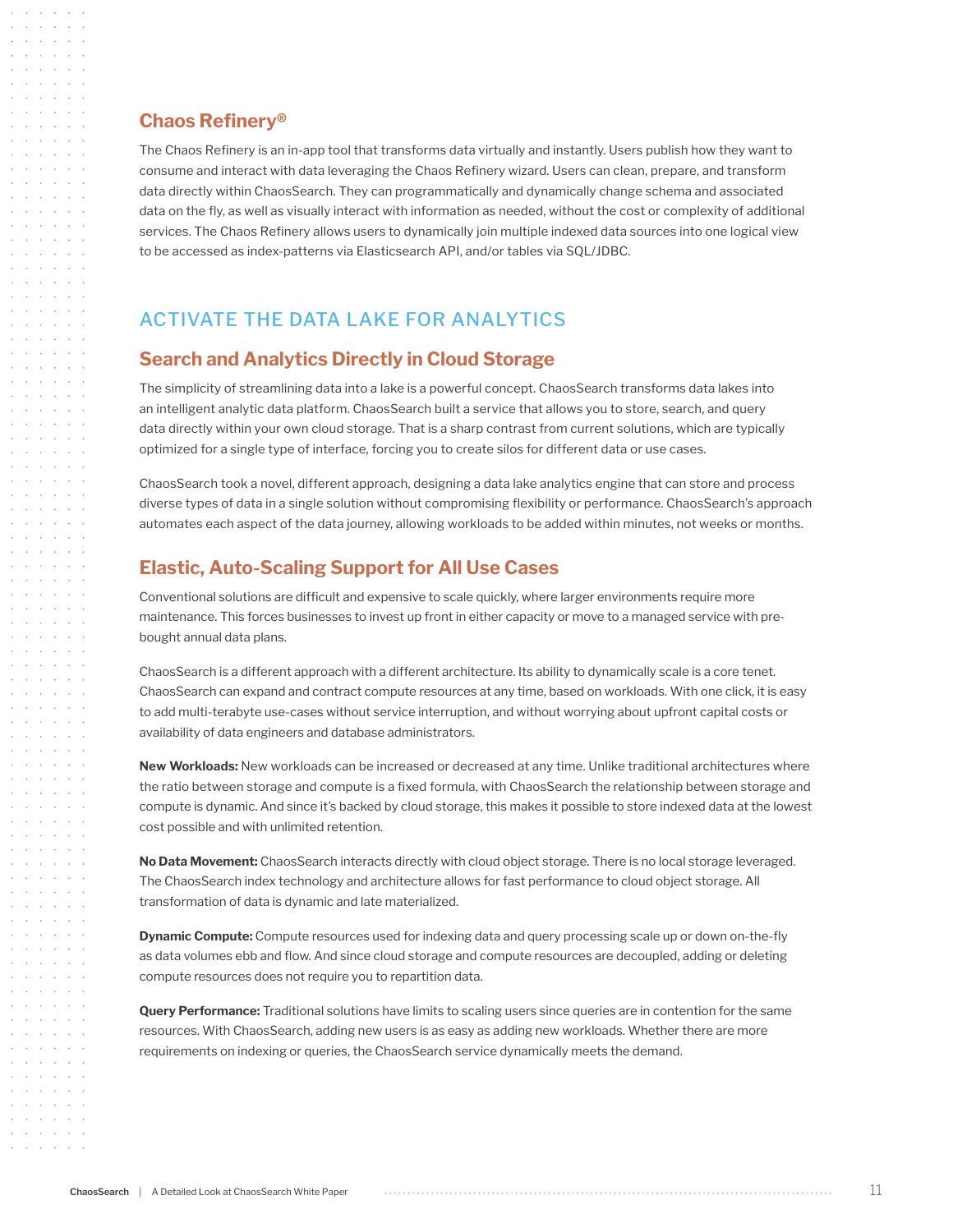### Chaos Refinery®

The Chaos Refinery is an in-app tool that transforms data virtually and instantly. Users publish how they want to consume and interact with data leveraging the Chaos Refinery wizard. Users can clean, prepare, and transform data directly within ChaosSearch. They can programmatically and dynamically change schema and associated data on the fly, as well as visually interact with information as needed, without the cost or complexity of additional services. The Chaos Refinery allows users to dynamically join multiple indexed data sources into one logical view to be accessed as index-patterns via Elasticsearch API, and/or tables via SQL/JDBC.

## ACTIVATE THE DATA LAKE FOR ANALYTICS

### Search and Analytics Directly in Cloud Storage

The simplicity of streamlining data into a lake is a powerful concept. ChaosSearch transforms data lakes into an intelligent analytic data platform. ChaosSearch built a service that allows you to store, search, and query data directly within your own cloud storage. That is a sharp contrast from current solutions, which are typically optimized for a single type of interface, forcing you to create silos for different data or use cases.

ChaosSearch took a novel, different approach, designing a data lake analytics engine that can store and process diverse types of data in a single solution without compromising flexibility or performance. ChaosSearch's approach automates each aspect of the data journey, allowing workloads to be added within minutes, not weeks or months.

### Elastic, Auto-Scaling Support for All Use Cases

Conventional solutions are difficult and expensive to scale quickly, where larger environments require more maintenance. This forces businesses to invest up front in either capacity or move to a managed service with pre-bought annual data plans.

ChaosSearch is a different approach with a different architecture. Its ability to dynamically scale is a core tenet. ChaosSearch can expand and contract compute resources at any time, based on workloads. With one click, it is easy to add multi-terabyte use-cases without service interruption, and without worrying about upfront capital costs or availability of data engineers and database administrators.

**New Workloads:** New workloads can be increased or decreased at any time. Unlike traditional architectures where the ratio between storage and compute is a fixed formula, with ChaosSearch the relationship between storage and compute is dynamic. And since it's backed by cloud storage, this makes it possible to store indexed data at the lowest cost possible and with unlimited retention.

**No Data Movement:** ChaosSearch interacts directly with cloud object storage. There is no local storage leveraged. The ChaosSearch index technology and architecture allows for fast performance to cloud object storage. All transformation of data is dynamic and late materialized.

**Dynamic Compute:** Compute resources used for indexing data and query processing scale up or down on-the-fly as data volumes ebb and flow. And since cloud storage and compute resources are decoupled, adding or deleting compute resources does not require you to repartition data.

**Query Performance:** Traditional solutions have limits to scaling users since queries are in contention for the same resources. With ChaosSearch, adding new users is as easy as adding new workloads. Whether there are more requirements on indexing or queries, the ChaosSearch service dynamically meets the demand.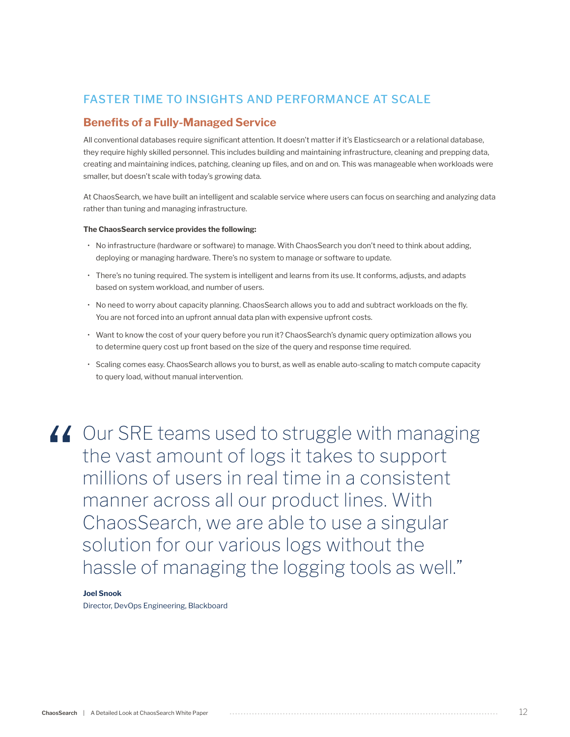## FASTER TIME TO INSIGHTS AND PERFORMANCE AT SCALE

### Benefits of a Fully-Managed Service

All conventional databases require significant attention. It doesn't matter if it's Elasticsearch or a relational database, they require highly skilled personnel. This includes building and maintaining infrastructure, cleaning and prepping data, creating and maintaining indices, patching, cleaning up files, and on and on. This was manageable when workloads were smaller, but doesn't scale with today's growing data.

At ChaosSearch, we have built an intelligent and scalable service where users can focus on searching and analyzing data rather than tuning and managing infrastructure.

**The ChaosSearch service provides the following:**

- No infrastructure (hardware or software) to manage. With ChaosSearch you don't need to think about adding, deploying or managing hardware. There's no system to manage or software to update.
- There's no tuning required. The system is intelligent and learns from its use. It conforms, adjusts, and adapts based on system workload, and number of users.
- No need to worry about capacity planning. ChaosSearch allows you to add and subtract workloads on the fly. You are not forced into an upfront annual data plan with expensive upfront costs.
- Want to know the cost of your query before you run it? ChaosSearch's dynamic query optimization allows you to determine query cost up front based on the size of the query and response time required.
- Scaling comes easy. ChaosSearch allows you to burst, as well as enable auto-scaling to match compute capacity to query load, without manual intervention.

> "Our SRE teams used to struggle with managing the vast amount of logs it takes to support millions of users in real time in a consistent manner across all our product lines. With ChaosSearch, we are able to use a singular solution for our various logs without the hassle of managing the logging tools as well."
>
> **Joel Snook**
> Director, DevOps Engineering, Blackboard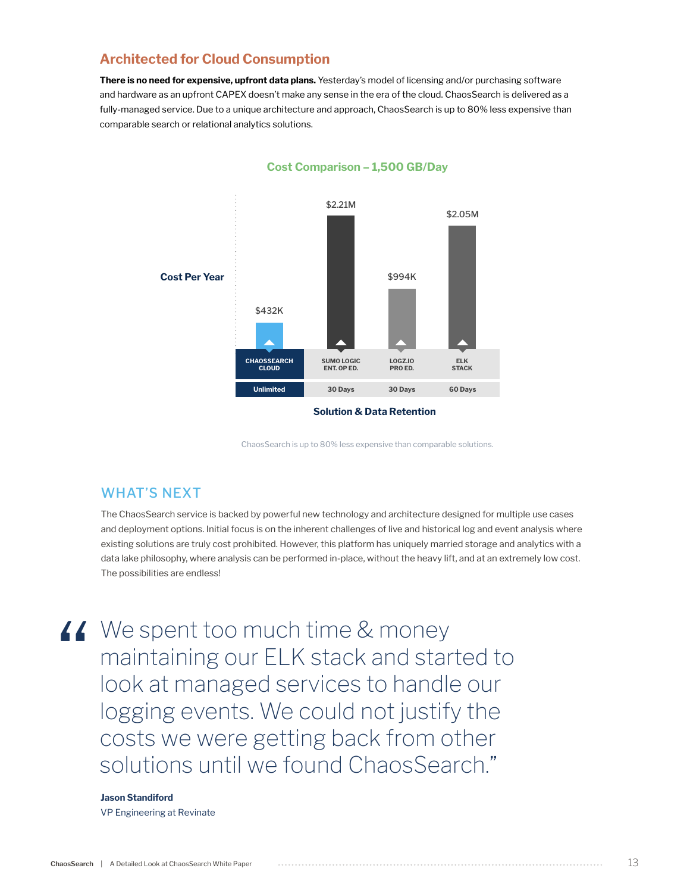## Architected for Cloud Consumption

**There is no need for expensive, upfront data plans.** Yesterday's model of licensing and/or purchasing software and hardware as an upfront CAPEX doesn't make any sense in the era of the cloud. ChaosSearch is delivered as a fully-managed service. Due to a unique architecture and approach, ChaosSearch is up to 80% less expensive than comparable search or relational analytics solutions.

**Cost Comparison – 1,500 GB/Day**

| Solution | Cost Per Year | Data Retention |
| --- | --- | --- |
| ChaosSearch Cloud | $432K | Unlimited |
| Sumo Logic Ent. Op Ed. | $2.21M | 30 Days |
| Logz.io Pro Ed. | $994K | 30 Days |
| ELK Stack | $2.05M | 60 Days |

**Solution & Data Retention**

ChaosSearch is up to 80% less expensive than comparable solutions.

## WHAT'S NEXT

The ChaosSearch service is backed by powerful new technology and architecture designed for multiple use cases and deployment options. Initial focus is on the inherent challenges of live and historical log and event analysis where existing solutions are truly cost prohibited. However, this platform has uniquely married storage and analytics with a data lake philosophy, where analysis can be performed in-place, without the heavy lift, and at an extremely low cost. The possibilities are endless!

> "We spent too much time & money maintaining our ELK stack and started to look at managed services to handle our logging events. We could not justify the costs we were getting back from other solutions until we found ChaosSearch."
>
> **Jason Standiford**
> VP Engineering at Revinate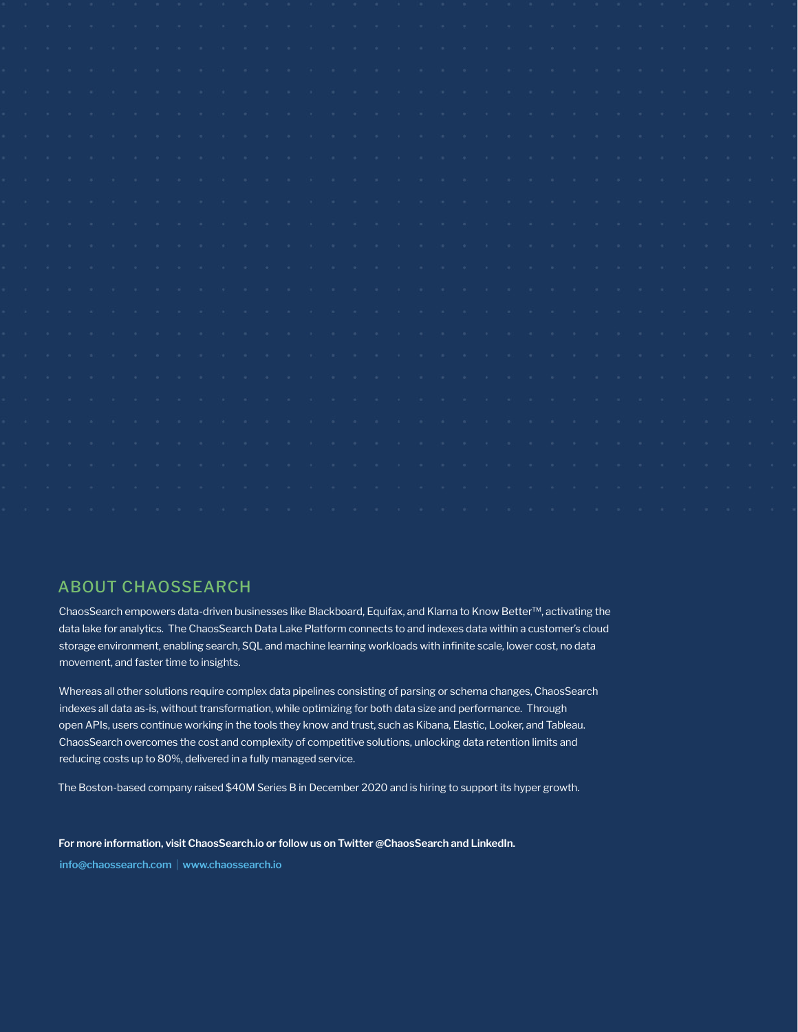## ABOUT CHAOSSEARCH

ChaosSearch empowers data-driven businesses like Blackboard, Equifax, and Klarna to Know Better™, activating the data lake for analytics. The ChaosSearch Data Lake Platform connects to and indexes data within a customer's cloud storage environment, enabling search, SQL and machine learning workloads with infinite scale, lower cost, no data movement, and faster time to insights.

Whereas all other solutions require complex data pipelines consisting of parsing or schema changes, ChaosSearch indexes all data as-is, without transformation, while optimizing for both data size and performance. Through open APIs, users continue working in the tools they know and trust, such as Kibana, Elastic, Looker, and Tableau. ChaosSearch overcomes the cost and complexity of competitive solutions, unlocking data retention limits and reducing costs up to 80%, delivered in a fully managed service.

The Boston-based company raised $40M Series B in December 2020 and is hiring to support its hyper growth.

**For more information, visit ChaosSearch.io or follow us on Twitter @ChaosSearch and LinkedIn.**

**info@chaossearch.com | www.chaossearch.io**